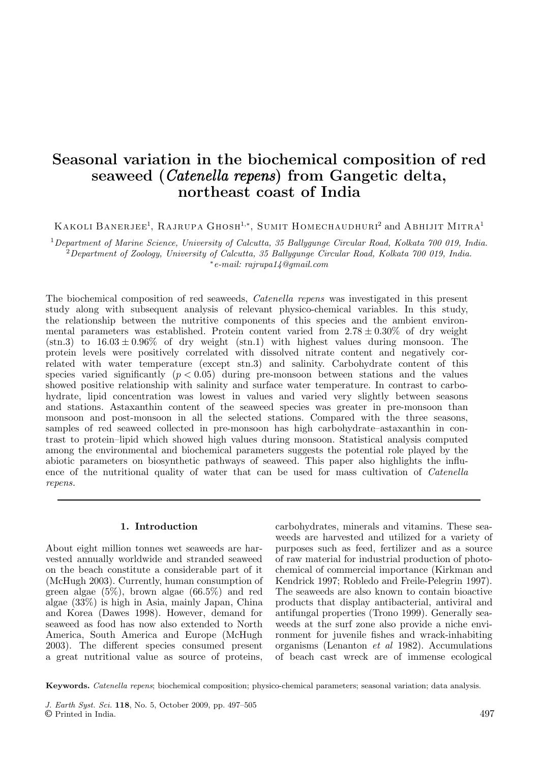# Seasonal variation in the biochemical composition of red seaweed (*Catenella repens*) from Gangetic delta, northeast coast of India

Kakoli Banerjee[1], Rajrupa Ghosh[1,*], Sumit Homechaudhuri[2] and Abhijit Mitra[1]

[1] *Department of Marine Science, University of Calcutta, 35 Ballygunge Circular Road, Kolkata 700 019, India.*
[2] *Department of Zoology, University of Calcutta, 35 Ballygunge Circular Road, Kolkata 700 019, India.*
[*] *e-mail: rajrupa14@gmail.com*

The biochemical composition of red seaweeds, *Catenella repens* was investigated in this present study along with subsequent analysis of relevant physico-chemical variables. In this study, the relationship between the nutritive components of this species and the ambient environmental parameters was established. Protein content varied from $2.78 \pm 0.30\%$ of dry weight (stn.3) to $16.03 \pm 0.96\%$ of dry weight (stn.1) with highest values during monsoon. The protein levels were positively correlated with dissolved nitrate content and negatively correlated with water temperature (except stn.3) and salinity. Carbohydrate content of this species varied significantly ($p < 0.05$) during pre-monsoon between stations and the values showed positive relationship with salinity and surface water temperature. In contrast to carbohydrate, lipid concentration was lowest in values and varied very slightly between seasons and stations. Astaxanthin content of the seaweed species was greater in pre-monsoon than monsoon and post-monsoon in all the selected stations. Compared with the three seasons, samples of red seaweed collected in pre-monsoon has high carbohydrate–astaxanthin in contrast to protein–lipid which showed high values during monsoon. Statistical analysis computed among the environmental and biochemical parameters suggests the potential role played by the abiotic parameters on biosynthetic pathways of seaweed. This paper also highlights the influence of the nutritional quality of water that can be used for mass cultivation of *Catenella repens*.

## 1. Introduction

About eight million tonnes wet seaweeds are harvested annually worldwide and stranded seaweed on the beach constitute a considerable part of it (McHugh 2003). Currently, human consumption of green algae (5%), brown algae (66.5%) and red algae (33%) is high in Asia, mainly Japan, China and Korea (Dawes 1998). However, demand for seaweed as food has now also extended to North America, South America and Europe (McHugh 2003). The different species consumed present a great nutritional value as source of proteins, carbohydrates, minerals and vitamins. These seaweeds are harvested and utilized for a variety of purposes such as feed, fertilizer and as a source of raw material for industrial production of photochemical of commercial importance (Kirkman and Kendrick 1997; Robledo and Freile-Pelegrin 1997). The seaweeds are also known to contain bioactive products that display antibacterial, antiviral and antifungal properties (Trono 1999). Generally seaweeds at the surf zone also provide a niche environment for juvenile fishes and wrack-inhabiting organisms (Lenanton *et al* 1982). Accumulations of beach cast wreck are of immense ecological

**Keywords.** *Catenella repens*; biochemical composition; physico-chemical parameters; seasonal variation; data analysis.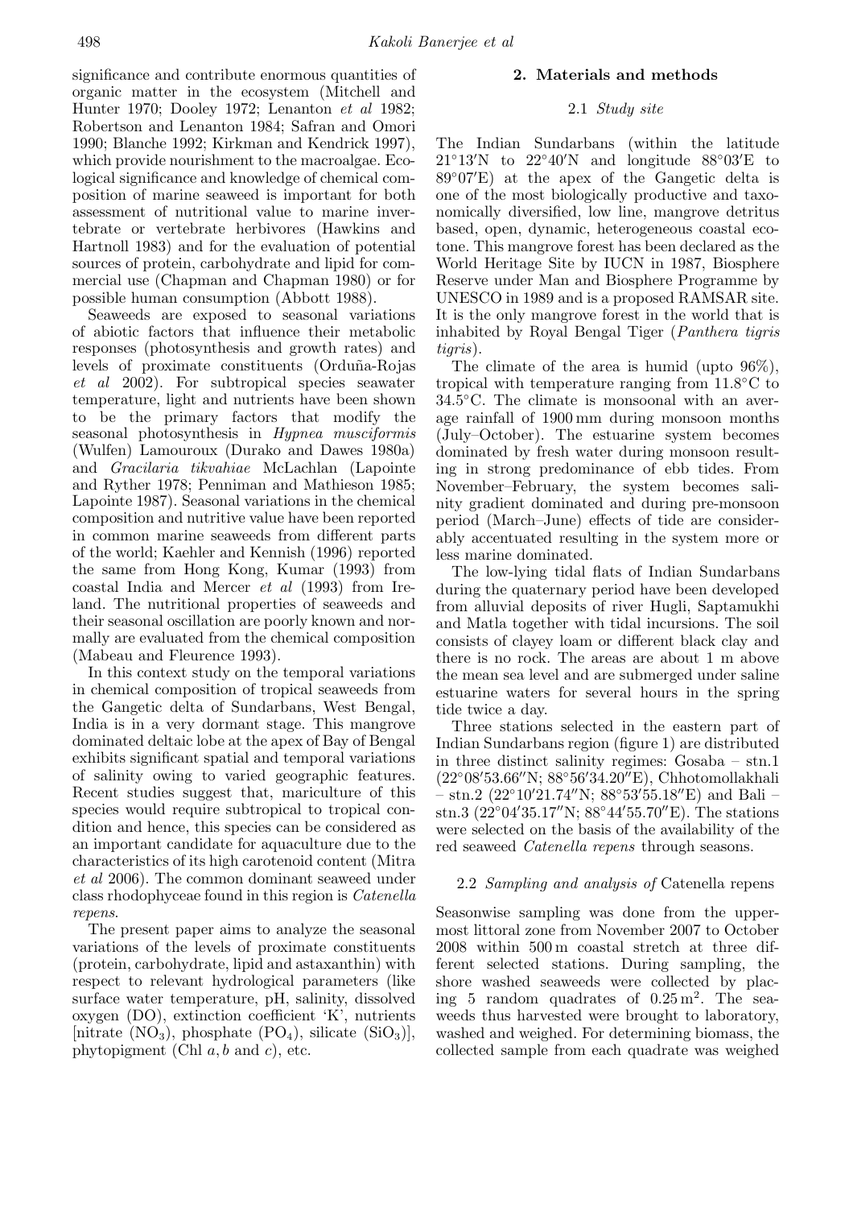significance and contribute enormous quantities of organic matter in the ecosystem (Mitchell and Hunter 1970; Dooley 1972; Lenanton *et al* 1982; Robertson and Lenanton 1984; Safran and Omori 1990; Blanche 1992; Kirkman and Kendrick 1997), which provide nourishment to the macroalgae. Ecological significance and knowledge of chemical composition of marine seaweed is important for both assessment of nutritional value to marine invertebrate or vertebrate herbivores (Hawkins and Hartnoll 1983) and for the evaluation of potential sources of protein, carbohydrate and lipid for commercial use (Chapman and Chapman 1980) or for possible human consumption (Abbott 1988).

Seaweeds are exposed to seasonal variations of abiotic factors that influence their metabolic responses (photosynthesis and growth rates) and levels of proximate constituents (Orduña-Rojas *et al* 2002). For subtropical species seawater temperature, light and nutrients have been shown to be the primary factors that modify the seasonal photosynthesis in *Hypnea musciformis* (Wulfen) Lamouroux (Durako and Dawes 1980a) and *Gracilaria tikvahiae* McLachlan (Lapointe and Ryther 1978; Penniman and Mathieson 1985; Lapointe 1987). Seasonal variations in the chemical composition and nutritive value have been reported in common marine seaweeds from different parts of the world; Kaehler and Kennish (1996) reported the same from Hong Kong, Kumar (1993) from coastal India and Mercer *et al* (1993) from Ireland. The nutritional properties of seaweeds and their seasonal oscillation are poorly known and normally are evaluated from the chemical composition (Mabeau and Fleurence 1993).

In this context study on the temporal variations in chemical composition of tropical seaweeds from the Gangetic delta of Sundarbans, West Bengal, India is in a very dormant stage. This mangrove dominated deltaic lobe at the apex of Bay of Bengal exhibits significant spatial and temporal variations of salinity owing to varied geographic features. Recent studies suggest that, mariculture of this species would require subtropical to tropical condition and hence, this species can be considered as an important candidate for aquaculture due to the characteristics of its high carotenoid content (Mitra *et al* 2006). The common dominant seaweed under class rhodophyceae found in this region is *Catenella repens*.

The present paper aims to analyze the seasonal variations of the levels of proximate constituents (protein, carbohydrate, lipid and astaxanthin) with respect to relevant hydrological parameters (like surface water temperature, pH, salinity, dissolved oxygen (DO), extinction coefficient 'K', nutrients [nitrate ($NO_3$), phosphate ($PO_4$), silicate ($SiO_3$)], phytopigment (Chl $a, b$ and $c$), etc.

## 2. Materials and methods

### 2.1 *Study site*

The Indian Sundarbans (within the latitude 21°13′N to 22°40′N and longitude 88°03′E to 89°07′E) at the apex of the Gangetic delta is one of the most biologically productive and taxonomically diversified, low line, mangrove detritus based, open, dynamic, heterogeneous coastal ecotone. This mangrove forest has been declared as the World Heritage Site by IUCN in 1987, Biosphere Reserve under Man and Biosphere Programme by UNESCO in 1989 and is a proposed RAMSAR site. It is the only mangrove forest in the world that is inhabited by Royal Bengal Tiger (*Panthera tigris tigris*).

The climate of the area is humid (upto 96%), tropical with temperature ranging from 11.8°C to 34.5°C. The climate is monsoonal with an average rainfall of 1900 mm during monsoon months (July–October). The estuarine system becomes dominated by fresh water during monsoon resulting in strong predominance of ebb tides. From November–February, the system becomes salinity gradient dominated and during pre-monsoon period (March–June) effects of tide are considerably accentuated resulting in the system more or less marine dominated.

The low-lying tidal flats of Indian Sundarbans during the quaternary period have been developed from alluvial deposits of river Hugli, Saptamukhi and Matla together with tidal incursions. The soil consists of clayey loam or different black clay and there is no rock. The areas are about 1 m above the mean sea level and are submerged under saline estuarine waters for several hours in the spring tide twice a day.

Three stations selected in the eastern part of Indian Sundarbans region (figure 1) are distributed in three distinct salinity regimes: Gosaba – stn.1 (22°08′53.66″N; 88°56′34.20″E), Chhotomollakhali – stn.2 (22°10′21.74″N; 88°53′55.18″E) and Bali – stn.3 (22°04′35.17″N; 88°44′55.70″E). The stations were selected on the basis of the availability of the red seaweed *Catenella repens* through seasons.

### 2.2 *Sampling and analysis of* Catenella repens

Seasonwise sampling was done from the uppermost littoral zone from November 2007 to October 2008 within 500 m coastal stretch at three different selected stations. During sampling, the shore washed seaweeds were collected by placing 5 random quadrates of 0.25 m$^2$. The seaweeds thus harvested were brought to laboratory, washed and weighed. For determining biomass, the collected sample from each quadrate was weighed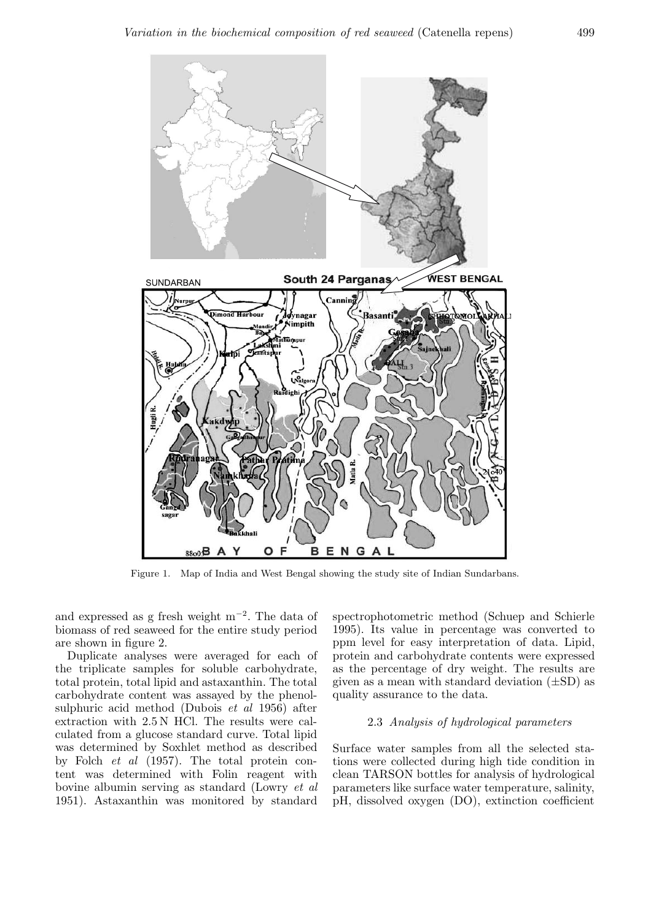Figure 1. Map of India and West Bengal showing the study site of Indian Sundarbans.

and expressed as g fresh weight $m^{-2}$. The data of biomass of red seaweed for the entire study period are shown in figure 2.

Duplicate analyses were averaged for each of the triplicate samples for soluble carbohydrate, total protein, total lipid and astaxanthin. The total carbohydrate content was assayed by the phenol-sulphuric acid method (Dubois *et al* 1956) after extraction with 2.5 N HCl. The results were calculated from a glucose standard curve. Total lipid was determined by Soxhlet method as described by Folch *et al* (1957). The total protein content was determined with Folin reagent with bovine albumin serving as standard (Lowry *et al* 1951). Astaxanthin was monitored by standard spectrophotometric method (Schuep and Schierle 1995). Its value in percentage was converted to ppm level for easy interpretation of data. Lipid, protein and carbohydrate contents were expressed as the percentage of dry weight. The results are given as a mean with standard deviation (±SD) as quality assurance to the data.

### 2.3 *Analysis of hydrological parameters*

Surface water samples from all the selected stations were collected during high tide condition in clean TARSON bottles for analysis of hydrological parameters like surface water temperature, salinity, pH, dissolved oxygen (DO), extinction coefficient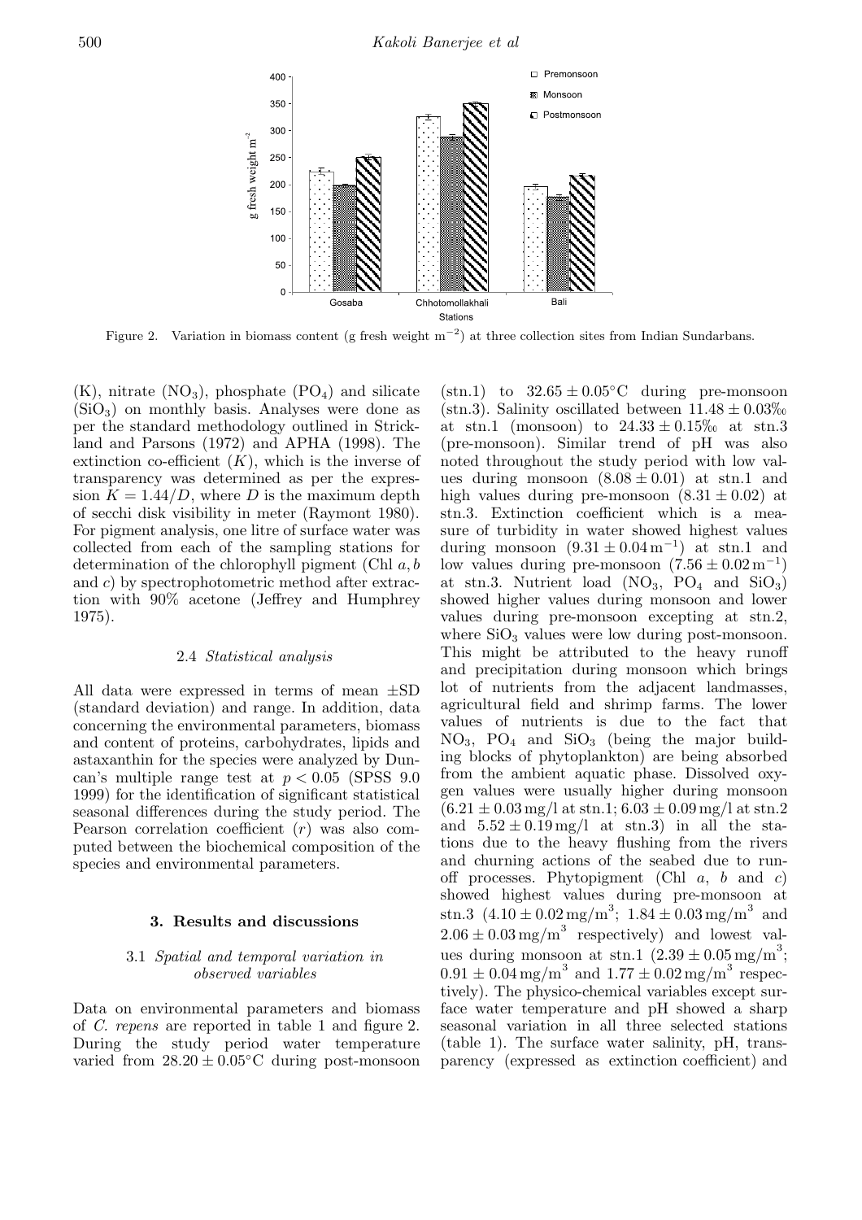Figure 2. Variation in biomass content (g fresh weight $m^{-2}$) at three collection sites from Indian Sundarbans.

(K), nitrate ($NO_3$), phosphate ($PO_4$) and silicate ($SiO_3$) on monthly basis. Analyses were done as per the standard methodology outlined in Strickland and Parsons (1972) and APHA (1998). The extinction co-efficient ($K$), which is the inverse of transparency was determined as per the expression $K = 1.44/D$, where $D$ is the maximum depth of secchi disk visibility in meter (Raymont 1980). For pigment analysis, one litre of surface water was collected from each of the sampling stations for determination of the chlorophyll pigment (Chl $a, b$ and $c$) by spectrophotometric method after extraction with 90% acetone (Jeffrey and Humphrey 1975).

### 2.4 *Statistical analysis*

All data were expressed in terms of mean ±SD (standard deviation) and range. In addition, data concerning the environmental parameters, biomass and content of proteins, carbohydrates, lipids and astaxanthin for the species were analyzed by Duncan's multiple range test at $p < 0.05$ (SPSS 9.0 1999) for the identification of significant statistical seasonal differences during the study period. The Pearson correlation coefficient ($r$) was also computed between the biochemical composition of the species and environmental parameters.

## 3. Results and discussions

### 3.1 *Spatial and temporal variation in observed variables*

Data on environmental parameters and biomass of *C. repens* are reported in table 1 and figure 2. During the study period water temperature varied from $28.20 \pm 0.05$°C during post-monsoon (stn.1) to $32.65 \pm 0.05$°C during pre-monsoon (stn.3). Salinity oscillated between $11.48 \pm 0.03$‰ at stn.1 (monsoon) to $24.33 \pm 0.15$‰ at stn.3 (pre-monsoon). Similar trend of pH was also noted throughout the study period with low values during monsoon ($8.08 \pm 0.01$) at stn.1 and high values during pre-monsoon ($8.31 \pm 0.02$) at stn.3. Extinction coefficient which is a measure of turbidity in water showed highest values during monsoon ($9.31 \pm 0.04\,m^{-1}$) at stn.1 and low values during pre-monsoon ($7.56 \pm 0.02\,m^{-1}$) at stn.3. Nutrient load ($NO_3$, $PO_4$ and $SiO_3$) showed higher values during monsoon and lower values during pre-monsoon excepting at stn.2, where $SiO_3$ values were low during post-monsoon. This might be attributed to the heavy runoff and precipitation during monsoon which brings lot of nutrients from the adjacent landmasses, agricultural field and shrimp farms. The lower values of nutrients is due to the fact that $NO_3$, $PO_4$ and $SiO_3$ (being the major building blocks of phytoplankton) are being absorbed from the ambient aquatic phase. Dissolved oxygen values were usually higher during monsoon ($6.21 \pm 0.03$ mg/l at stn.1; $6.03 \pm 0.09$ mg/l at stn.2 and $5.52 \pm 0.19$ mg/l at stn.3) in all the stations due to the heavy flushing from the rivers and churning actions of the seabed due to runoff processes. Phytopigment (Chl $a$, $b$ and $c$) showed highest values during pre-monsoon at stn.3 ($4.10 \pm 0.02\,mg/m^3$; $1.84 \pm 0.03\,mg/m^3$ and $2.06 \pm 0.03\,mg/m^3$ respectively) and lowest values during monsoon at stn.1 ($2.39 \pm 0.05\,mg/m^3$; $0.91 \pm 0.04\,mg/m^3$ and $1.77 \pm 0.02\,mg/m^3$ respectively). The physico-chemical variables except surface water temperature and pH showed a sharp seasonal variation in all three selected stations (table 1). The surface water salinity, pH, transparency (expressed as extinction coefficient) and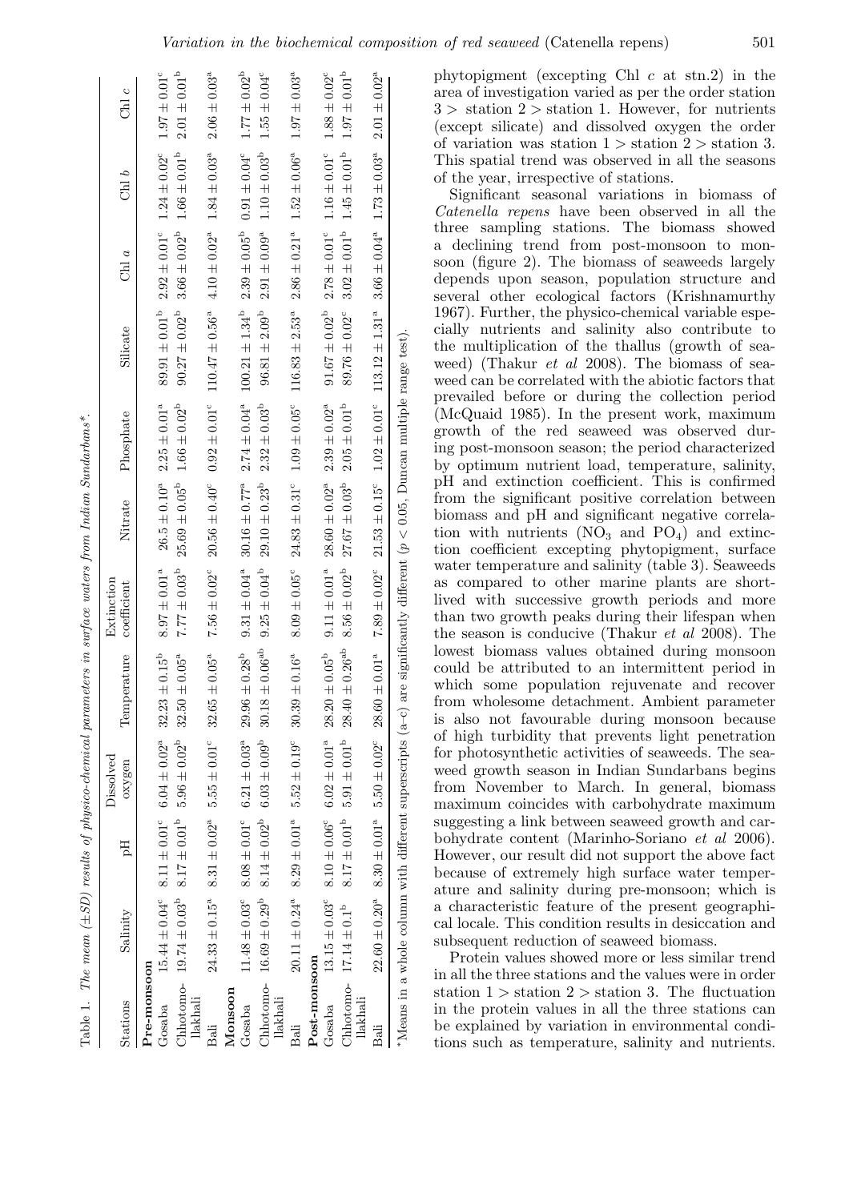Table 1. The mean (±SD) results of physico-chemical parameters in surface waters from Indian Sundarbans*.

| Stations | Salinity | pH | Dissolved oxygen | Temperature | Extinction coefficient | Nitrate | Phosphate | Silicate | Chl *a* | Chl *b* | Chl *c* |
|---|---|---|---|---|---|---|---|---|---|---|---|
| **Pre-monsoon** | | | | | | | | | | | |
| Gosaba | $15.44 \pm 0.04^{c}$ | $8.11 \pm 0.01^{c}$ | $6.04 \pm 0.02^{a}$ | $32.23 \pm 0.15^{b}$ | $8.97 \pm 0.01^{a}$ | $26.5 \pm 0.10^{a}$ | $2.25 \pm 0.01^{a}$ | $89.91 \pm 0.01^{b}$ | $2.92 \pm 0.01^{c}$ | $1.24 \pm 0.02^{c}$ | $1.97 \pm 0.01^{c}$ |
| Chhotomo-llakhali | $19.74 \pm 0.03^{b}$ | $8.17 \pm 0.01^{b}$ | $5.96 \pm 0.02^{b}$ | $32.50 \pm 0.05^{a}$ | $7.77 \pm 0.03^{b}$ | $25.69 \pm 0.05^{b}$ | $1.66 \pm 0.02^{b}$ | $90.27 \pm 0.02^{b}$ | $3.66 \pm 0.02^{b}$ | $1.66 \pm 0.01^{b}$ | $2.01 \pm 0.01^{b}$ |
| Bali | $24.33 \pm 0.15^{a}$ | $8.31 \pm 0.02^{a}$ | $5.55 \pm 0.01^{c}$ | $32.65 \pm 0.05^{a}$ | $7.56 \pm 0.02^{c}$ | $20.56 \pm 0.40^{c}$ | $0.92 \pm 0.01^{c}$ | $110.47 \pm 0.56^{a}$ | $4.10 \pm 0.02^{a}$ | $1.84 \pm 0.03^{a}$ | $2.06 \pm 0.03^{a}$ |
| **Monsoon** | | | | | | | | | | | |
| Gosaba | $11.48 \pm 0.03^{c}$ | $8.08 \pm 0.01^{c}$ | $6.21 \pm 0.03^{a}$ | $29.96 \pm 0.28^{b}$ | $9.31 \pm 0.04^{a}$ | $30.16 \pm 0.77^{a}$ | $2.74 \pm 0.04^{a}$ | $100.21 \pm 1.34^{b}$ | $2.39 \pm 0.05^{b}$ | $0.91 \pm 0.04^{c}$ | $1.77 \pm 0.02^{b}$ |
| Chhotomo-llakhali | $16.69 \pm 0.29^{b}$ | $8.14 \pm 0.02^{b}$ | $6.03 \pm 0.09^{b}$ | $30.18 \pm 0.06^{ab}$ | $9.25 \pm 0.04^{b}$ | $29.10 \pm 0.23^{b}$ | $2.32 \pm 0.03^{b}$ | $96.81 \pm 2.09^{b}$ | $2.91 \pm 0.09^{a}$ | $1.10 \pm 0.03^{b}$ | $1.55 \pm 0.04^{c}$ |
| Bali | $20.11 \pm 0.24^{a}$ | $8.29 \pm 0.01^{a}$ | $5.52 \pm 0.19^{c}$ | $30.39 \pm 0.16^{a}$ | $8.09 \pm 0.05^{c}$ | $24.83 \pm 0.31^{c}$ | $1.09 \pm 0.05^{c}$ | $116.83 \pm 2.53^{a}$ | $2.86 \pm 0.21^{a}$ | $1.52 \pm 0.06^{a}$ | $1.97 \pm 0.03^{a}$ |
| **Post-monsoon** | | | | | | | | | | | |
| Gosaba | $13.15 \pm 0.03^{c}$ | $8.10 \pm 0.06^{c}$ | $6.02 \pm 0.01^{a}$ | $28.20 \pm 0.05^{b}$ | $9.11 \pm 0.01^{a}$ | $28.60 \pm 0.02^{a}$ | $2.39 \pm 0.02^{a}$ | $91.67 \pm 0.02^{b}$ | $2.78 \pm 0.01^{c}$ | $1.16 \pm 0.01^{c}$ | $1.88 \pm 0.02^{c}$ |
| Chhotomo-llakhali | $17.14 \pm 0.1^{b}$ | $8.17 \pm 0.01^{b}$ | $5.91 \pm 0.01^{b}$ | $28.40 \pm 0.26^{ab}$ | $8.56 \pm 0.02^{b}$ | $27.67 \pm 0.03^{b}$ | $2.05 \pm 0.01^{b}$ | $89.76 \pm 0.02^{c}$ | $3.02 \pm 0.01^{b}$ | $1.45 \pm 0.01^{b}$ | $1.97 \pm 0.01^{b}$ |
| Bali | $22.60 \pm 0.20^{a}$ | $8.30 \pm 0.01^{a}$ | $5.50 \pm 0.02^{c}$ | $28.60 \pm 0.01^{a}$ | $7.89 \pm 0.02^{c}$ | $21.53 \pm 0.15^{c}$ | $1.02 \pm 0.01^{c}$ | $113.12 \pm 1.31^{a}$ | $3.66 \pm 0.04^{a}$ | $1.73 \pm 0.03^{a}$ | $2.01 \pm 0.02^{a}$ |

*Means in a whole column with different superscripts (a–c) are significantly different ($p < 0.05$, Duncan multiple range test).

phytopigment (excepting Chl *c* at stn.2) in the area of investigation varied as per the order station 3 > station 2 > station 1. However, for nutrients (except silicate) and dissolved oxygen the order of variation was station 1 > station 2 > station 3. This spatial trend was observed in all the seasons of the year, irrespective of stations.

Significant seasonal variations in biomass of *Catenella repens* have been observed in all the three sampling stations. The biomass showed a declining trend from post-monsoon to monsoon (figure 2). The biomass of seaweeds largely depends upon season, population structure and several other ecological factors (Krishnamurthy 1967). Further, the physico-chemical variable especially nutrients and salinity also contribute to the multiplication of the thallus (growth of seaweed) (Thakur *et al* 2008). The biomass of seaweed can be correlated with the abiotic factors that prevailed before or during the collection period (McQuaid 1985). In the present work, maximum growth of the red seaweed was observed during post-monsoon season; the period characterized by optimum nutrient load, temperature, salinity, pH and extinction coefficient. This is confirmed from the significant positive correlation between biomass and pH and significant negative correlation with nutrients ($NO_3$ and $PO_4$) and extinction coefficient excepting phytopigment, surface water temperature and salinity (table 3). Seaweeds as compared to other marine plants are short-lived with successive growth periods and more than two growth peaks during their lifespan when the season is conducive (Thakur *et al* 2008). The lowest biomass values obtained during monsoon could be attributed to an intermittent period in which some population rejuvenate and recover from wholesome detachment. Ambient parameter is also not favourable during monsoon because of high turbidity that prevents light penetration for photosynthetic activities of seaweeds. The seaweed growth season in Indian Sundarbans begins from November to March. In general, biomass maximum coincides with carbohydrate maximum suggesting a link between seaweed growth and carbohydrate content (Marinho-Soriano *et al* 2006). However, our result did not support the above fact because of extremely high surface water temperature and salinity during pre-monsoon; which is a characteristic feature of the present geographical locale. This condition results in desiccation and subsequent reduction of seaweed biomass.

Protein values showed more or less similar trend in all the three stations and the values were in order station 1 > station 2 > station 3. The fluctuation in the protein values in all the three stations can be explained by variation in environmental conditions such as temperature, salinity and nutrients.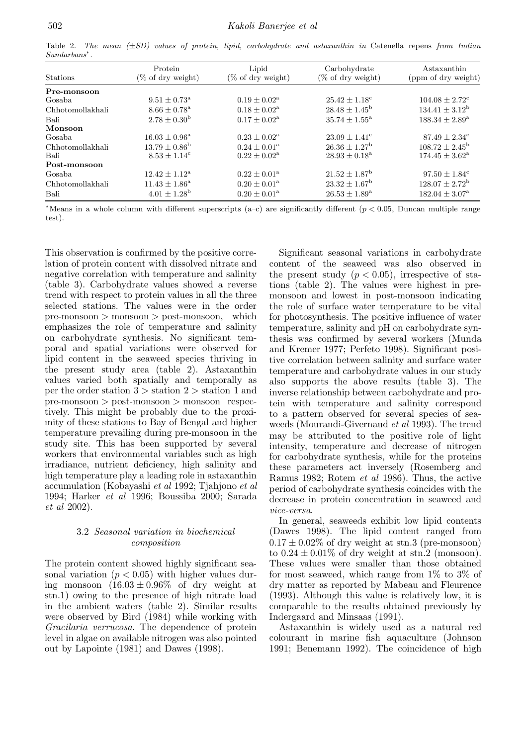Table 2. *The mean (±SD) values of protein, lipid, carbohydrate and astaxanthin in* Catenella repens *from Indian Sundarbans*\*.

| Stations | Protein (% of dry weight) | Lipid (% of dry weight) | Carbohydrate (% of dry weight) | Astaxanthin (ppm of dry weight) |
|---|---|---|---|---|
| **Pre-monsoon** | | | | |
| Gosaba | $9.51 \pm 0.73^{a}$ | $0.19 \pm 0.02^{a}$ | $25.42 \pm 1.18^{c}$ | $104.08 \pm 2.72^{c}$ |
| Chhotomollakhali | $8.66 \pm 0.78^{a}$ | $0.18 \pm 0.02^{a}$ | $28.48 \pm 1.45^{b}$ | $134.41 \pm 3.12^{b}$ |
| Bali | $2.78 \pm 0.30^{b}$ | $0.17 \pm 0.02^{a}$ | $35.74 \pm 1.55^{a}$ | $188.34 \pm 2.89^{a}$ |
| **Monsoon** | | | | |
| Gosaba | $16.03 \pm 0.96^{a}$ | $0.23 \pm 0.02^{a}$ | $23.09 \pm 1.41^{c}$ | $87.49 \pm 2.34^{c}$ |
| Chhotomollakhali | $13.79 \pm 0.86^{b}$ | $0.24 \pm 0.01^{a}$ | $26.36 \pm 1.27^{b}$ | $108.72 \pm 2.45^{b}$ |
| Bali | $8.53 \pm 1.14^{c}$ | $0.22 \pm 0.02^{a}$ | $28.93 \pm 0.18^{a}$ | $174.45 \pm 3.62^{a}$ |
| **Post-monsoon** | | | | |
| Gosaba | $12.42 \pm 1.12^{a}$ | $0.22 \pm 0.01^{a}$ | $21.52 \pm 1.87^{b}$ | $97.50 \pm 1.84^{c}$ |
| Chhotomollakhali | $11.43 \pm 1.86^{a}$ | $0.20 \pm 0.01^{a}$ | $23.32 \pm 1.67^{b}$ | $128.07 \pm 2.72^{b}$ |
| Bali | $4.01 \pm 1.28^{b}$ | $0.20 \pm 0.01^{a}$ | $26.53 \pm 1.89^{a}$ | $182.04 \pm 3.07^{a}$ |

\*Means in a whole column with different superscripts (a–c) are significantly different ($p < 0.05$, Duncan multiple range test).

This observation is confirmed by the positive correlation of protein content with dissolved nitrate and negative correlation with temperature and salinity (table 3). Carbohydrate values showed a reverse trend with respect to protein values in all the three selected stations. The values were in the order pre-monsoon > monsoon > post-monsoon, which emphasizes the role of temperature and salinity on carbohydrate synthesis. No significant temporal and spatial variations were observed for lipid content in the seaweed species thriving in the present study area (table 2). Astaxanthin values varied both spatially and temporally as per the order station 3 > station 2 > station 1 and pre-monsoon > post-monsoon > monsoon respectively. This might be probably due to the proximity of these stations to Bay of Bengal and higher temperature prevailing during pre-monsoon in the study site. This has been supported by several workers that environmental variables such as high irradiance, nutrient deficiency, high salinity and high temperature play a leading role in astaxanthin accumulation (Kobayashi *et al* 1992; Tjahjono *et al* 1994; Harker *et al* 1996; Boussiba 2000; Sarada *et al* 2002).

### 3.2 *Seasonal variation in biochemical composition*

The protein content showed highly significant seasonal variation ($p < 0.05$) with higher values during monsoon ($16.03 \pm 0.96$% of dry weight at stn.1) owing to the presence of high nitrate load in the ambient waters (table 2). Similar results were observed by Bird (1984) while working with *Gracilaria verrucosa*. The dependence of protein level in algae on available nitrogen was also pointed out by Lapointe (1981) and Dawes (1998).

Significant seasonal variations in carbohydrate content of the seaweed was also observed in the present study ($p < 0.05$), irrespective of stations (table 2). The values were highest in pre-monsoon and lowest in post-monsoon indicating the role of surface water temperature to be vital for photosynthesis. The positive influence of water temperature, salinity and pH on carbohydrate synthesis was confirmed by several workers (Munda and Kremer 1977; Perfeto 1998). Significant positive correlation between salinity and surface water temperature and carbohydrate values in our study also supports the above results (table 3). The inverse relationship between carbohydrate and protein with temperature and salinity correspond to a pattern observed for several species of seaweeds (Mourandi-Givernaud *et al* 1993). The trend may be attributed to the positive role of light intensity, temperature and decrease of nitrogen for carbohydrate synthesis, while for the proteins these parameters act inversely (Rosemberg and Ramus 1982; Rotem *et al* 1986). Thus, the active period of carbohydrate synthesis coincides with the decrease in protein concentration in seaweed and *vice-versa*.

In general, seaweeds exhibit low lipid contents (Dawes 1998). The lipid content ranged from $0.17 \pm 0.02$% of dry weight at stn.3 (pre-monsoon) to $0.24 \pm 0.01$% of dry weight at stn.2 (monsoon). These values were smaller than those obtained for most seaweed, which range from 1% to 3% of dry matter as reported by Mabeau and Fleurence (1993). Although this value is relatively low, it is comparable to the results obtained previously by Indergaard and Minsaas (1991).

Astaxanthin is widely used as a natural red colourant in marine fish aquaculture (Johnson 1991; Benemann 1992). The coincidence of high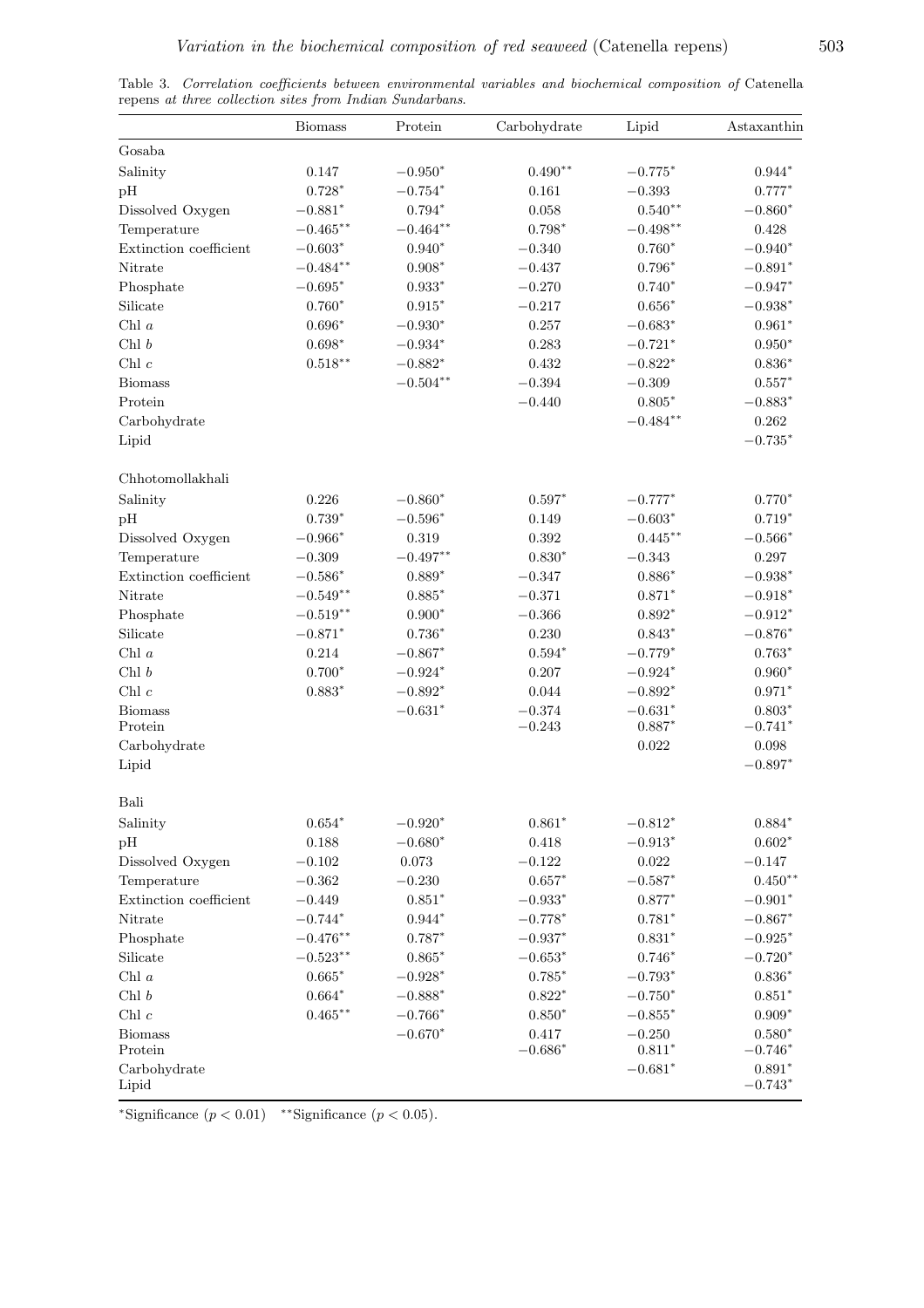Table 3. *Correlation coefficients between environmental variables and biochemical composition of* Catenella repens *at three collection sites from Indian Sundarbans.*

| | Biomass | Protein | Carbohydrate | Lipid | Astaxanthin |
|---|---|---|---|---|---|
| Gosaba | | | | | |
| Salinity | 0.147 | −0.950* | 0.490** | −0.775* | 0.944* |
| pH | 0.728* | −0.754* | 0.161 | −0.393 | 0.777* |
| Dissolved Oxygen | −0.881* | 0.794* | 0.058 | 0.540** | −0.860* |
| Temperature | −0.465** | −0.464** | 0.798* | −0.498** | 0.428 |
| Extinction coefficient | −0.603* | 0.940* | −0.340 | 0.760* | −0.940* |
| Nitrate | −0.484** | 0.908* | −0.437 | 0.796* | −0.891* |
| Phosphate | −0.695* | 0.933* | −0.270 | 0.740* | −0.947* |
| Silicate | 0.760* | 0.915* | −0.217 | 0.656* | −0.938* |
| Chl *a* | 0.696* | −0.930* | 0.257 | −0.683* | 0.961* |
| Chl *b* | 0.698* | −0.934* | 0.283 | −0.721* | 0.950* |
| Chl *c* | 0.518** | −0.882* | 0.432 | −0.822* | 0.836* |
| Biomass | | −0.504** | −0.394 | −0.309 | 0.557* |
| Protein | | | −0.440 | 0.805* | −0.883* |
| Carbohydrate | | | | −0.484** | 0.262 |
| Lipid | | | | | −0.735* |
| Chhotomollakhali | | | | | |
| Salinity | 0.226 | −0.860* | 0.597* | −0.777* | 0.770* |
| pH | 0.739* | −0.596* | 0.149 | −0.603* | 0.719* |
| Dissolved Oxygen | −0.966* | 0.319 | 0.392 | 0.445** | −0.566* |
| Temperature | −0.309 | −0.497** | 0.830* | −0.343 | 0.297 |
| Extinction coefficient | −0.586* | 0.889* | −0.347 | 0.886* | −0.938* |
| Nitrate | −0.549** | 0.885* | −0.371 | 0.871* | −0.918* |
| Phosphate | −0.519** | 0.900* | −0.366 | 0.892* | −0.912* |
| Silicate | −0.871* | 0.736* | 0.230 | 0.843* | −0.876* |
| Chl *a* | 0.214 | −0.867* | 0.594* | −0.779* | 0.763* |
| Chl *b* | 0.700* | −0.924* | 0.207 | −0.924* | 0.960* |
| Chl *c* | 0.883* | −0.892* | 0.044 | −0.892* | 0.971* |
| Biomass | | −0.631* | −0.374 | −0.631* | 0.803* |
| Protein | | | −0.243 | 0.887* | −0.741* |
| Carbohydrate | | | | 0.022 | 0.098 |
| Lipid | | | | | −0.897* |
| Bali | | | | | |
| Salinity | 0.654* | −0.920* | 0.861* | −0.812* | 0.884* |
| pH | 0.188 | −0.680* | 0.418 | −0.913* | 0.602* |
| Dissolved Oxygen | −0.102 | 0.073 | −0.122 | 0.022 | −0.147 |
| Temperature | −0.362 | −0.230 | 0.657* | −0.587* | 0.450** |
| Extinction coefficient | −0.449 | 0.851* | −0.933* | 0.877* | −0.901* |
| Nitrate | −0.744* | 0.944* | −0.778* | 0.781* | −0.867* |
| Phosphate | −0.476** | 0.787* | −0.937* | 0.831* | −0.925* |
| Silicate | −0.523** | 0.865* | −0.653* | 0.746* | −0.720* |
| Chl *a* | 0.665* | −0.928* | 0.785* | −0.793* | 0.836* |
| Chl *b* | 0.664* | −0.888* | 0.822* | −0.750* | 0.851* |
| Chl *c* | 0.465** | −0.766* | 0.850* | −0.855* | 0.909* |
| Biomass | | −0.670* | 0.417 | −0.250 | 0.580* |
| Protein | | | −0.686* | 0.811* | −0.746* |
| Carbohydrate | | | | −0.681* | 0.891* |
| Lipid | | | | | −0.743* |

*Significance ($p < 0.01$) **Significance ($p < 0.05$).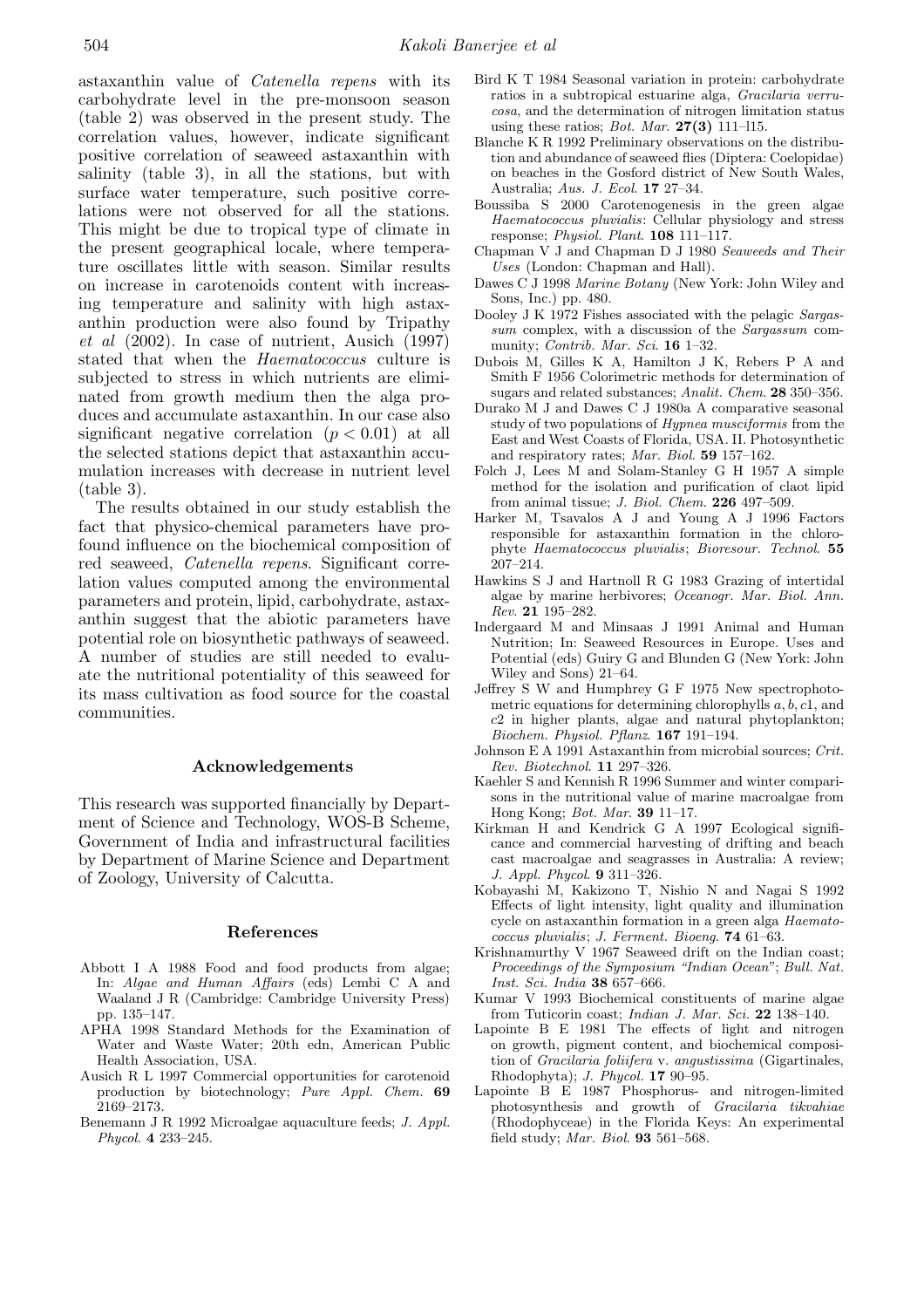astaxanthin value of *Catenella repens* with its carbohydrate level in the pre-monsoon season (table 2) was observed in the present study. The correlation values, however, indicate significant positive correlation of seaweed astaxanthin with salinity (table 3), in all the stations, but with surface water temperature, such positive correlations were not observed for all the stations. This might be due to tropical type of climate in the present geographical locale, where temperature oscillates little with season. Similar results on increase in carotenoids content with increasing temperature and salinity with high astaxanthin production were also found by Tripathy *et al* (2002). In case of nutrient, Ausich (1997) stated that when the *Haematococcus* culture is subjected to stress in which nutrients are eliminated from growth medium then the alga produces and accumulate astaxanthin. In our case also significant negative correlation ($p < 0.01$) at all the selected stations depict that astaxanthin accumulation increases with decrease in nutrient level (table 3).

The results obtained in our study establish the fact that physico-chemical parameters have profound influence on the biochemical composition of red seaweed, *Catenella repens*. Significant correlation values computed among the environmental parameters and protein, lipid, carbohydrate, astaxanthin suggest that the abiotic parameters have potential role on biosynthetic pathways of seaweed. A number of studies are still needed to evaluate the nutritional potentiality of this seaweed for its mass cultivation as food source for the coastal communities.

## Acknowledgements

This research was supported financially by Department of Science and Technology, WOS-B Scheme, Government of India and infrastructural facilities by Department of Marine Science and Department of Zoology, University of Calcutta.

## References

Abbott I A 1988 Food and food products from algae; In: *Algae and Human Affairs* (eds) Lembi C A and Waaland J R (Cambridge: Cambridge University Press) pp. 135–147.

APHA 1998 Standard Methods for the Examination of Water and Waste Water; 20th edn, American Public Health Association, USA.

Ausich R L 1997 Commercial opportunities for carotenoid production by biotechnology; *Pure Appl. Chem.* **69** 2169–2173.

Benemann J R 1992 Microalgae aquaculture feeds; *J. Appl. Phycol.* **4** 233–245.

Bird K T 1984 Seasonal variation in protein: carbohydrate ratios in a subtropical estuarine alga, *Gracilaria verrucosa*, and the determination of nitrogen limitation status using these ratios; *Bot. Mar.* **27(3)** 111–l15.

Blanche K R 1992 Preliminary observations on the distribution and abundance of seaweed flies (Diptera: Coelopidae) on beaches in the Gosford district of New South Wales, Australia; *Aus. J. Ecol.* **17** 27–34.

Boussiba S 2000 Carotenogenesis in the green algae *Haematococcus pluvialis*: Cellular physiology and stress response; *Physiol. Plant.* **108** 111–117.

Chapman V J and Chapman D J 1980 *Seaweeds and Their Uses* (London: Chapman and Hall).

Dawes C J 1998 *Marine Botany* (New York: John Wiley and Sons, Inc.) pp. 480.

Dooley J K 1972 Fishes associated with the pelagic *Sargassum* complex, with a discussion of the *Sargassum* community; *Contrib. Mar. Sci.* **16** 1–32.

Dubois M, Gilles K A, Hamilton J K, Rebers P A and Smith F 1956 Colorimetric methods for determination of sugars and related substances; *Analit. Chem.* **28** 350–356.

Durako M J and Dawes C J 1980a A comparative seasonal study of two populations of *Hypnea musciformis* from the East and West Coasts of Florida, USA. II. Photosynthetic and respiratory rates; *Mar. Biol.* **59** 157–162.

Folch J, Lees M and Solam-Stanley G H 1957 A simple method for the isolation and purification of claot lipid from animal tissue; *J. Biol. Chem.* **226** 497–509.

Harker M, Tsavalos A J and Young A J 1996 Factors responsible for astaxanthin formation in the chlorophyte *Haematococcus pluvialis*; *Bioresour. Technol.* **55** 207–214.

Hawkins S J and Hartnoll R G 1983 Grazing of intertidal algae by marine herbivores; *Oceanogr. Mar. Biol. Ann. Rev.* **21** 195–282.

Indergaard M and Minsaas J 1991 Animal and Human Nutrition; In: Seaweed Resources in Europe. Uses and Potential (eds) Guiry G and Blunden G (New York: John Wiley and Sons) 21–64.

Jeffrey S W and Humphrey G F 1975 New spectrophotometric equations for determining chlorophylls $a, b, c1$, and $c2$ in higher plants, algae and natural phytoplankton; *Biochem. Physiol. Pflanz.* **167** 191–194.

Johnson E A 1991 Astaxanthin from microbial sources; *Crit. Rev. Biotechnol.* **11** 297–326.

Kaehler S and Kennish R 1996 Summer and winter comparisons in the nutritional value of marine macroalgae from Hong Kong; *Bot. Mar.* **39** 11–17.

Kirkman H and Kendrick G A 1997 Ecological significance and commercial harvesting of drifting and beach cast macroalgae and seagrasses in Australia: A review; *J. Appl. Phycol.* **9** 311–326.

Kobayashi M, Kakizono T, Nishio N and Nagai S 1992 Effects of light intensity, light quality and illumination cycle on astaxanthin formation in a green alga *Haematococcus pluvialis*; *J. Ferment. Bioeng.* **74** 61–63.

Krishnamurthy V 1967 Seaweed drift on the Indian coast; *Proceedings of the Symposium "Indian Ocean"*; *Bull. Nat. Inst. Sci. India* **38** 657–666.

Kumar V 1993 Biochemical constituents of marine algae from Tuticorin coast; *Indian J. Mar. Sci.* **22** 138–140.

Lapointe B E 1981 The effects of light and nitrogen on growth, pigment content, and biochemical composition of *Gracilaria foliifera* v. *angustissima* (Gigartinales, Rhodophyta); *J. Phycol.* **17** 90–95.

Lapointe B E 1987 Phosphorus- and nitrogen-limited photosynthesis and growth of *Gracilaria tikvahiae* (Rhodophyceae) in the Florida Keys: An experimental field study; *Mar. Biol.* **93** 561–568.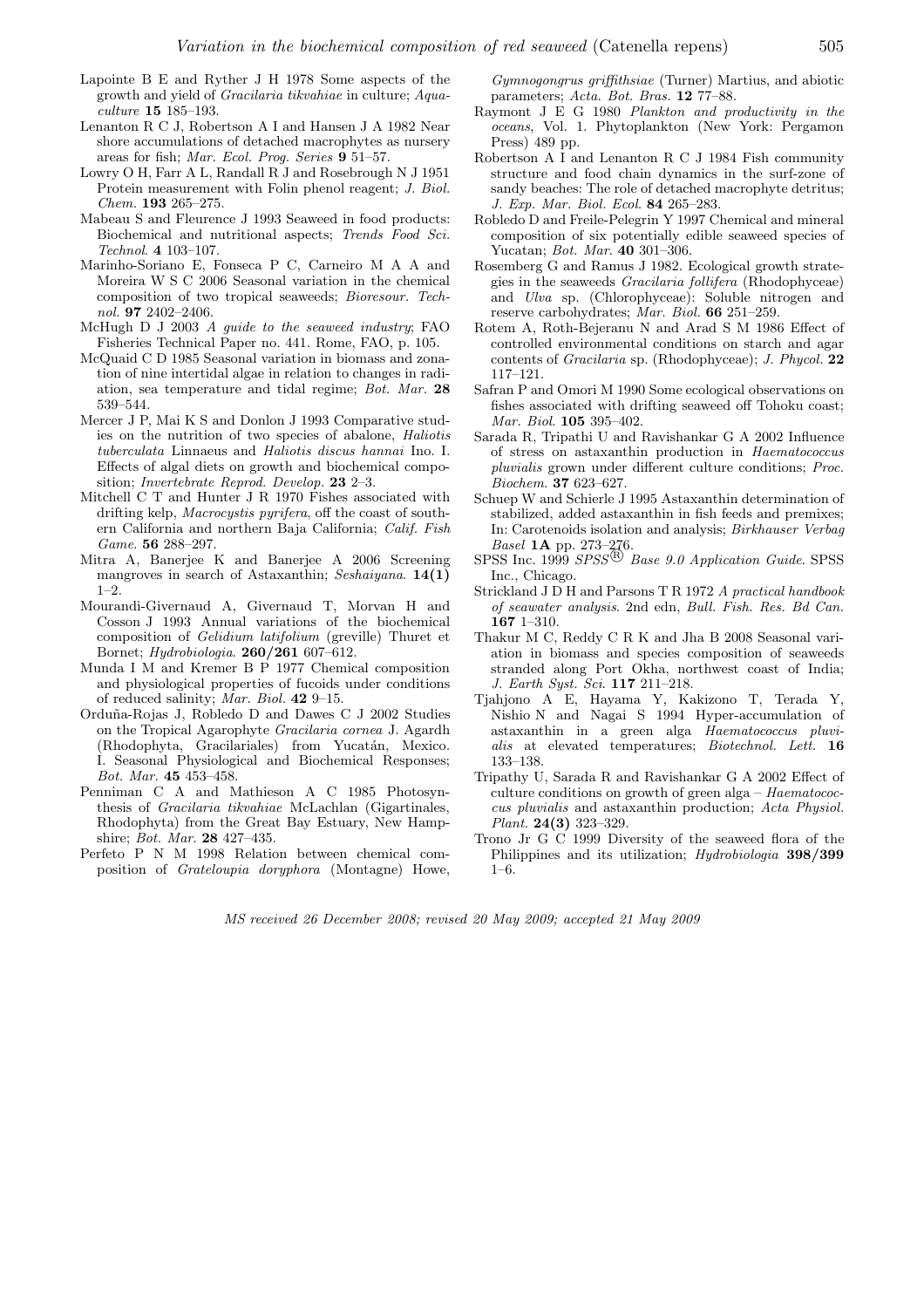Lapointe B E and Ryther J H 1978 Some aspects of the growth and yield of *Gracilaria tikvahiae* in culture; *Aquaculture* **15** 185–193.

Lenanton R C J, Robertson A I and Hansen J A 1982 Near shore accumulations of detached macrophytes as nursery areas for fish; *Mar. Ecol. Prog. Series* **9** 51–57.

Lowry O H, Farr A L, Randall R J and Rosebrough N J 1951 Protein measurement with Folin phenol reagent; *J. Biol. Chem.* **193** 265–275.

Mabeau S and Fleurence J 1993 Seaweed in food products: Biochemical and nutritional aspects; *Trends Food Sci. Technol*. **4** 103–107.

Marinho-Soriano E, Fonseca P C, Carneiro M A A and Moreira W S C 2006 Seasonal variation in the chemical composition of two tropical seaweeds; *Bioresour. Technol.* **97** 2402–2406.

McHugh D J 2003 *A guide to the seaweed industry*; FAO Fisheries Technical Paper no. 441. Rome, FAO, p. 105.

McQuaid C D 1985 Seasonal variation in biomass and zonation of nine intertidal algae in relation to changes in radiation, sea temperature and tidal regime; *Bot. Mar.* **28** 539–544.

Mercer J P, Mai K S and Donlon J 1993 Comparative studies on the nutrition of two species of abalone, *Haliotis tuberculata* Linnaeus and *Haliotis discus hannai* Ino. I. Effects of algal diets on growth and biochemical composition; *Invertebrate Reprod. Develop.* **23** 2–3.

Mitchell C T and Hunter J R 1970 Fishes associated with drifting kelp, *Macrocystis pyrifera*, off the coast of southern California and northern Baja California; *Calif. Fish Game*. **56** 288–297.

Mitra A, Banerjee K and Banerjee A 2006 Screening mangroves in search of Astaxanthin; *Seshaiyana*. **14(1)** 1–2.

Mourandi-Givernaud A, Givernaud T, Morvan H and Cosson J 1993 Annual variations of the biochemical composition of *Gelidium latifolium* (greville) Thuret et Bornet; *Hydrobiologia*. **260/261** 607–612.

Munda I M and Kremer B P 1977 Chemical composition and physiological properties of fucoids under conditions of reduced salinity; *Mar. Biol.* **42** 9–15.

Orduña-Rojas J, Robledo D and Dawes C J 2002 Studies on the Tropical Agarophyte *Gracilaria cornea* J. Agardh (Rhodophyta, Gracilariales) from Yucatán, Mexico. I. Seasonal Physiological and Biochemical Responses; *Bot. Mar.* **45** 453–458.

Penniman C A and Mathieson A C 1985 Photosynthesis of *Gracilaria tikvahiae* McLachlan (Gigartinales, Rhodophyta) from the Great Bay Estuary, New Hampshire; *Bot. Mar.* **28** 427–435.

Perfeto P N M 1998 Relation between chemical composition of *Grateloupia doryphora* (Montagne) Howe, *Gymnogongrus griffithsiae* (Turner) Martius, and abiotic parameters; *Acta. Bot. Bras.* **12** 77–88.

Raymont J E G 1980 *Plankton and productivity in the oceans*, Vol. 1. Phytoplankton (New York: Pergamon Press) 489 pp.

Robertson A I and Lenanton R C J 1984 Fish community structure and food chain dynamics in the surf-zone of sandy beaches: The role of detached macrophyte detritus; *J. Exp. Mar. Biol. Ecol*. **84** 265–283.

Robledo D and Freile-Pelegrin Y 1997 Chemical and mineral composition of six potentially edible seaweed species of Yucatan; *Bot. Mar.* **40** 301–306.

Rosemberg G and Ramus J 1982. Ecological growth strategies in the seaweeds *Gracilaria follifera* (Rhodophyceae) and *Ulva* sp. (Chlorophyceae): Soluble nitrogen and reserve carbohydrates; *Mar. Biol.* **66** 251–259.

Rotem A, Roth-Bejeranu N and Arad S M 1986 Effect of controlled environmental conditions on starch and agar contents of *Gracilaria* sp. (Rhodophyceae); *J. Phycol.* **22** 117–121.

Safran P and Omori M 1990 Some ecological observations on fishes associated with drifting seaweed off Tohoku coast; *Mar. Biol*. **105** 395–402.

Sarada R, Tripathi U and Ravishankar G A 2002 Influence of stress on astaxanthin production in *Haematococcus pluvialis* grown under different culture conditions; *Proc. Biochem.* **37** 623–627.

Schuep W and Schierle J 1995 Astaxanthin determination of stabilized, added astaxanthin in fish feeds and premixes; In: Carotenoids isolation and analysis; *Birkhauser Verbag Basel* **1A** pp. 273–276.

SPSS Inc. 1999 *SPSS® Base 9.0 Application Guide*. SPSS Inc., Chicago.

Strickland J D H and Parsons T R 1972 *A practical handbook of seawater analysis*. 2nd edn, *Bull. Fish. Res. Bd Can.* **167** 1–310.

Thakur M C, Reddy C R K and Jha B 2008 Seasonal variation in biomass and species composition of seaweeds stranded along Port Okha, northwest coast of India; *J. Earth Syst. Sci*. **117** 211–218.

Tjahjono A E, Hayama Y, Kakizono T, Terada Y, Nishio N and Nagai S 1994 Hyper-accumulation of astaxanthin in a green alga *Haematococcus pluvialis* at elevated temperatures; *Biotechnol. Lett.* **16** 133–138.

Tripathy U, Sarada R and Ravishankar G A 2002 Effect of culture conditions on growth of green alga – *Haematococcus pluvialis* and astaxanthin production; *Acta Physiol. Plant.* **24(3)** 323–329.

Trono Jr G C 1999 Diversity of the seaweed flora of the Philippines and its utilization; *Hydrobiologia* **398/399** 1–6.

*MS received 26 December 2008; revised 20 May 2009; accepted 21 May 2009*